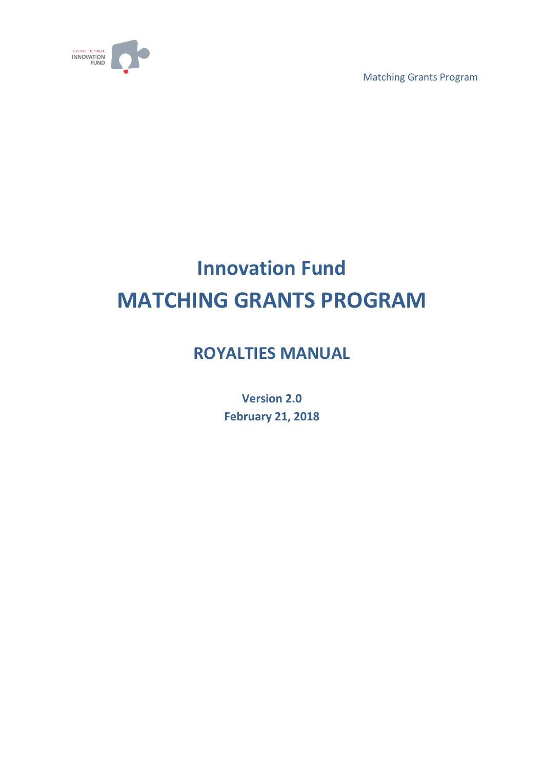# Innovation Fund
# MATCHING GRANTS PROGRAM

## ROYALTIES MANUAL

**Version 2.0**
**February 21, 2018**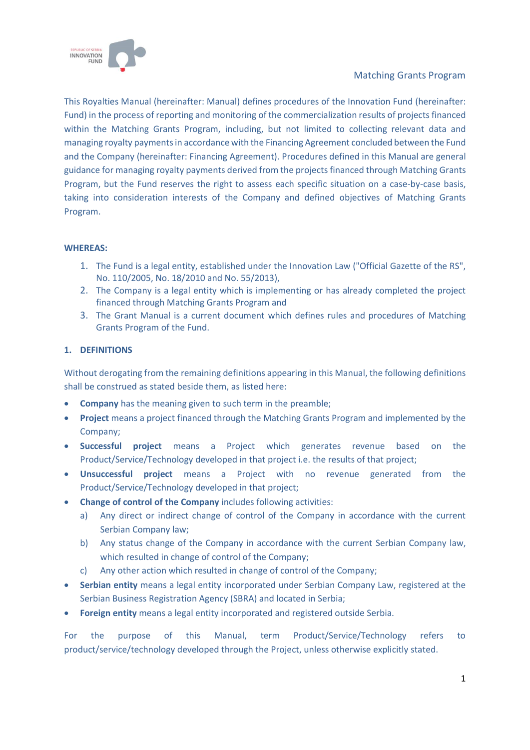This Royalties Manual (hereinafter: Manual) defines procedures of the Innovation Fund (hereinafter: Fund) in the process of reporting and monitoring of the commercialization results of projects financed within the Matching Grants Program, including, but not limited to collecting relevant data and managing royalty payments in accordance with the Financing Agreement concluded between the Fund and the Company (hereinafter: Financing Agreement). Procedures defined in this Manual are general guidance for managing royalty payments derived from the projects financed through Matching Grants Program, but the Fund reserves the right to assess each specific situation on a case-by-case basis, taking into consideration interests of the Company and defined objectives of Matching Grants Program.

**WHEREAS:**

1. The Fund is a legal entity, established under the Innovation Law ("Official Gazette of the RS", No. 110/2005, No. 18/2010 and No. 55/2013),
2. The Company is a legal entity which is implementing or has already completed the project financed through Matching Grants Program and
3. The Grant Manual is a current document which defines rules and procedures of Matching Grants Program of the Fund.

## 1. DEFINITIONS

Without derogating from the remaining definitions appearing in this Manual, the following definitions shall be construed as stated beside them, as listed here:

- **Company** has the meaning given to such term in the preamble;
- **Project** means a project financed through the Matching Grants Program and implemented by the Company;
- **Successful project** means a Project which generates revenue based on the Product/Service/Technology developed in that project i.e. the results of that project;
- **Unsuccessful project** means a Project with no revenue generated from the Product/Service/Technology developed in that project;
- **Change of control of the Company** includes following activities:
  a) Any direct or indirect change of control of the Company in accordance with the current Serbian Company law;
  b) Any status change of the Company in accordance with the current Serbian Company law, which resulted in change of control of the Company;
  c) Any other action which resulted in change of control of the Company;
- **Serbian entity** means a legal entity incorporated under Serbian Company Law, registered at the Serbian Business Registration Agency (SBRA) and located in Serbia;
- **Foreign entity** means a legal entity incorporated and registered outside Serbia.

For the purpose of this Manual, term Product/Service/Technology refers to product/service/technology developed through the Project, unless otherwise explicitly stated.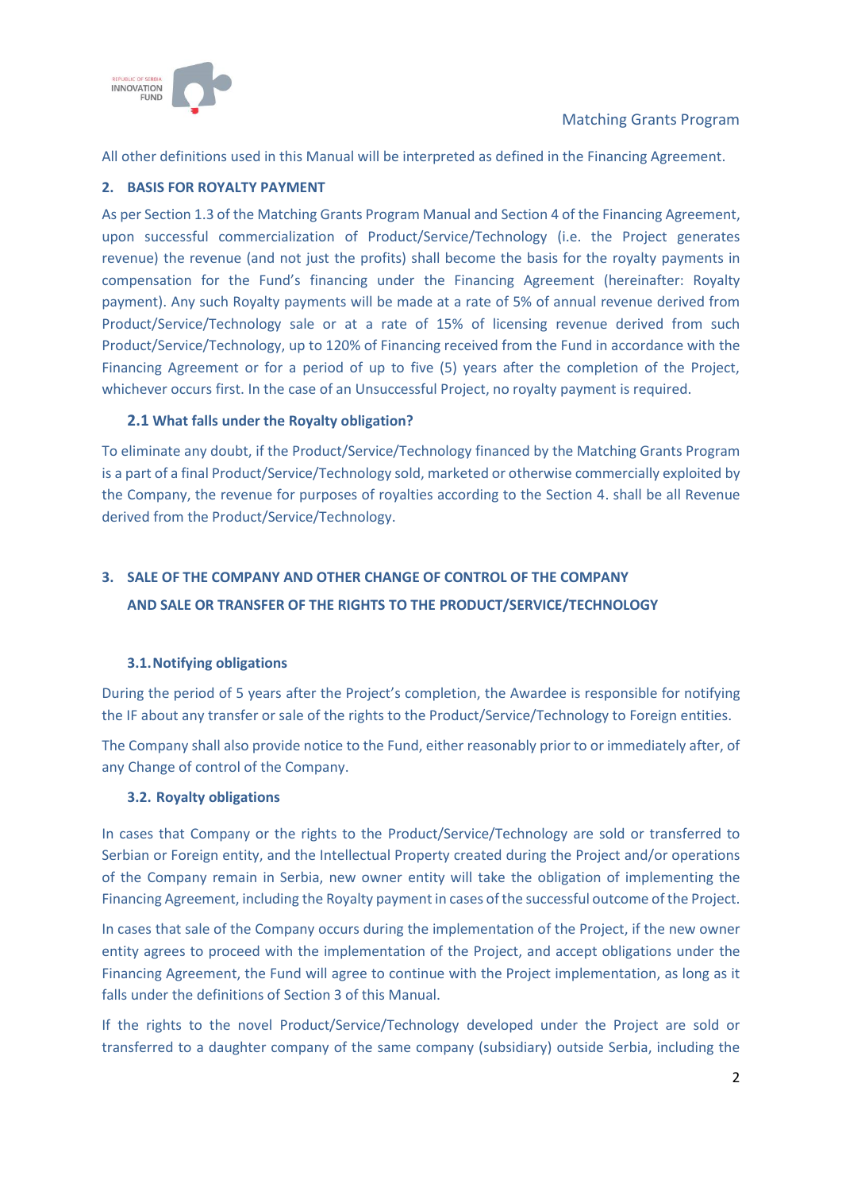All other definitions used in this Manual will be interpreted as defined in the Financing Agreement.

## 2. BASIS FOR ROYALTY PAYMENT

As per Section 1.3 of the Matching Grants Program Manual and Section 4 of the Financing Agreement, upon successful commercialization of Product/Service/Technology (i.e. the Project generates revenue) the revenue (and not just the profits) shall become the basis for the royalty payments in compensation for the Fund's financing under the Financing Agreement (hereinafter: Royalty payment). Any such Royalty payments will be made at a rate of 5% of annual revenue derived from Product/Service/Technology sale or at a rate of 15% of licensing revenue derived from such Product/Service/Technology, up to 120% of Financing received from the Fund in accordance with the Financing Agreement or for a period of up to five (5) years after the completion of the Project, whichever occurs first. In the case of an Unsuccessful Project, no royalty payment is required.

### 2.1 What falls under the Royalty obligation?

To eliminate any doubt, if the Product/Service/Technology financed by the Matching Grants Program is a part of a final Product/Service/Technology sold, marketed or otherwise commercially exploited by the Company, the revenue for purposes of royalties according to the Section 4. shall be all Revenue derived from the Product/Service/Technology.

## 3. SALE OF THE COMPANY AND OTHER CHANGE OF CONTROL OF THE COMPANY AND SALE OR TRANSFER OF THE RIGHTS TO THE PRODUCT/SERVICE/TECHNOLOGY

### 3.1. Notifying obligations

During the period of 5 years after the Project's completion, the Awardee is responsible for notifying the IF about any transfer or sale of the rights to the Product/Service/Technology to Foreign entities.

The Company shall also provide notice to the Fund, either reasonably prior to or immediately after, of any Change of control of the Company.

### 3.2. Royalty obligations

In cases that Company or the rights to the Product/Service/Technology are sold or transferred to Serbian or Foreign entity, and the Intellectual Property created during the Project and/or operations of the Company remain in Serbia, new owner entity will take the obligation of implementing the Financing Agreement, including the Royalty payment in cases of the successful outcome of the Project.

In cases that sale of the Company occurs during the implementation of the Project, if the new owner entity agrees to proceed with the implementation of the Project, and accept obligations under the Financing Agreement, the Fund will agree to continue with the Project implementation, as long as it falls under the definitions of Section 3 of this Manual.

If the rights to the novel Product/Service/Technology developed under the Project are sold or transferred to a daughter company of the same company (subsidiary) outside Serbia, including the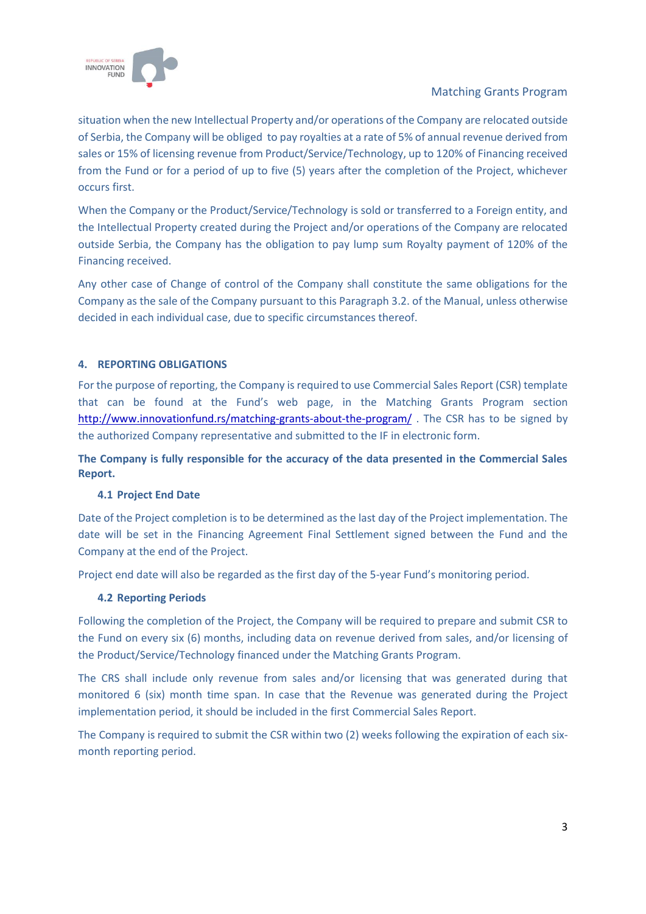situation when the new Intellectual Property and/or operations of the Company are relocated outside of Serbia, the Company will be obliged to pay royalties at a rate of 5% of annual revenue derived from sales or 15% of licensing revenue from Product/Service/Technology, up to 120% of Financing received from the Fund or for a period of up to five (5) years after the completion of the Project, whichever occurs first.

When the Company or the Product/Service/Technology is sold or transferred to a Foreign entity, and the Intellectual Property created during the Project and/or operations of the Company are relocated outside Serbia, the Company has the obligation to pay lump sum Royalty payment of 120% of the Financing received.

Any other case of Change of control of the Company shall constitute the same obligations for the Company as the sale of the Company pursuant to this Paragraph 3.2. of the Manual, unless otherwise decided in each individual case, due to specific circumstances thereof.

## 4. REPORTING OBLIGATIONS

For the purpose of reporting, the Company is required to use Commercial Sales Report (CSR) template that can be found at the Fund's web page, in the Matching Grants Program section http://www.innovationfund.rs/matching-grants-about-the-program/ . The CSR has to be signed by the authorized Company representative and submitted to the IF in electronic form.

**The Company is fully responsible for the accuracy of the data presented in the Commercial Sales Report.**

### 4.1 Project End Date

Date of the Project completion is to be determined as the last day of the Project implementation. The date will be set in the Financing Agreement Final Settlement signed between the Fund and the Company at the end of the Project.

Project end date will also be regarded as the first day of the 5-year Fund's monitoring period.

### 4.2 Reporting Periods

Following the completion of the Project, the Company will be required to prepare and submit CSR to the Fund on every six (6) months, including data on revenue derived from sales, and/or licensing of the Product/Service/Technology financed under the Matching Grants Program.

The CRS shall include only revenue from sales and/or licensing that was generated during that monitored 6 (six) month time span. In case that the Revenue was generated during the Project implementation period, it should be included in the first Commercial Sales Report.

The Company is required to submit the CSR within two (2) weeks following the expiration of each six-month reporting period.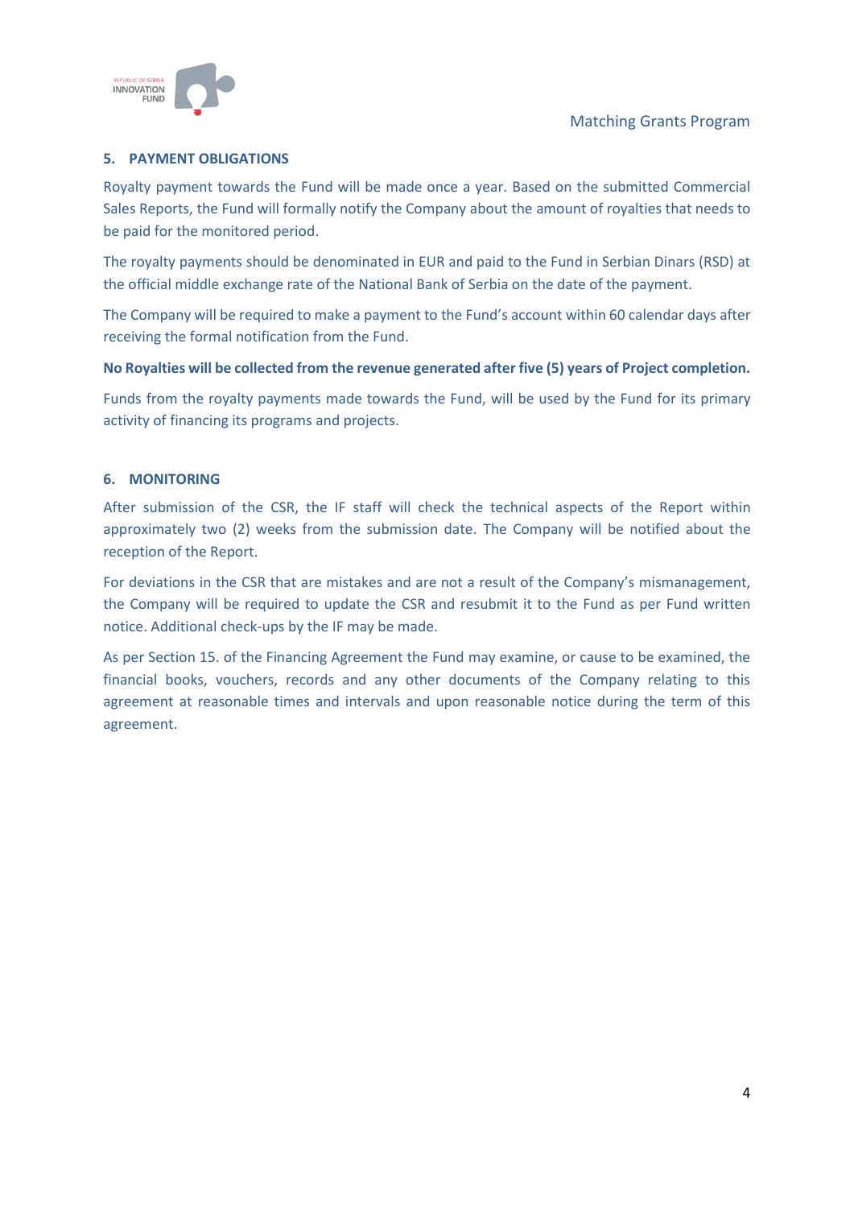## 5. PAYMENT OBLIGATIONS

Royalty payment towards the Fund will be made once a year. Based on the submitted Commercial Sales Reports, the Fund will formally notify the Company about the amount of royalties that needs to be paid for the monitored period.

The royalty payments should be denominated in EUR and paid to the Fund in Serbian Dinars (RSD) at the official middle exchange rate of the National Bank of Serbia on the date of the payment.

The Company will be required to make a payment to the Fund's account within 60 calendar days after receiving the formal notification from the Fund.

**No Royalties will be collected from the revenue generated after five (5) years of Project completion.**

Funds from the royalty payments made towards the Fund, will be used by the Fund for its primary activity of financing its programs and projects.

## 6. MONITORING

After submission of the CSR, the IF staff will check the technical aspects of the Report within approximately two (2) weeks from the submission date. The Company will be notified about the reception of the Report.

For deviations in the CSR that are mistakes and are not a result of the Company's mismanagement, the Company will be required to update the CSR and resubmit it to the Fund as per Fund written notice. Additional check-ups by the IF may be made.

As per Section 15. of the Financing Agreement the Fund may examine, or cause to be examined, the financial books, vouchers, records and any other documents of the Company relating to this agreement at reasonable times and intervals and upon reasonable notice during the term of this agreement.